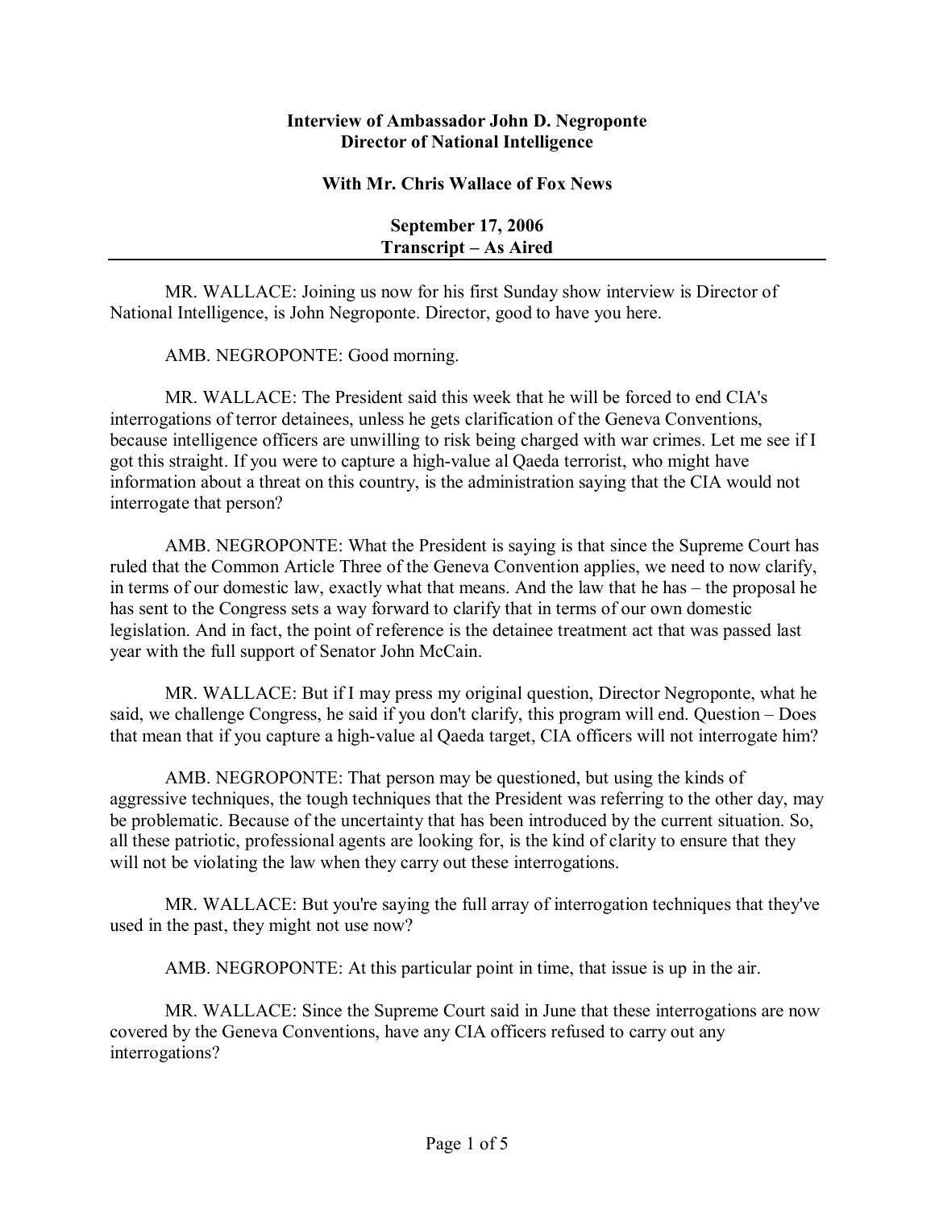**Interview of Ambassador John D. Negroponte**
**Director of National Intelligence**

**With Mr. Chris Wallace of Fox News**

**September 17, 2006**
**Transcript – As Aired**

---

MR. WALLACE: Joining us now for his first Sunday show interview is Director of National Intelligence, is John Negroponte. Director, good to have you here.

AMB. NEGROPONTE: Good morning.

MR. WALLACE: The President said this week that he will be forced to end CIA's interrogations of terror detainees, unless he gets clarification of the Geneva Conventions, because intelligence officers are unwilling to risk being charged with war crimes. Let me see if I got this straight. If you were to capture a high-value al Qaeda terrorist, who might have information about a threat on this country, is the administration saying that the CIA would not interrogate that person?

AMB. NEGROPONTE: What the President is saying is that since the Supreme Court has ruled that the Common Article Three of the Geneva Convention applies, we need to now clarify, in terms of our domestic law, exactly what that means. And the law that he has – the proposal he has sent to the Congress sets a way forward to clarify that in terms of our own domestic legislation. And in fact, the point of reference is the detainee treatment act that was passed last year with the full support of Senator John McCain.

MR. WALLACE: But if I may press my original question, Director Negroponte, what he said, we challenge Congress, he said if you don't clarify, this program will end. Question – Does that mean that if you capture a high-value al Qaeda target, CIA officers will not interrogate him?

AMB. NEGROPONTE: That person may be questioned, but using the kinds of aggressive techniques, the tough techniques that the President was referring to the other day, may be problematic. Because of the uncertainty that has been introduced by the current situation. So, all these patriotic, professional agents are looking for, is the kind of clarity to ensure that they will not be violating the law when they carry out these interrogations.

MR. WALLACE: But you're saying the full array of interrogation techniques that they've used in the past, they might not use now?

AMB. NEGROPONTE: At this particular point in time, that issue is up in the air.

MR. WALLACE: Since the Supreme Court said in June that these interrogations are now covered by the Geneva Conventions, have any CIA officers refused to carry out any interrogations?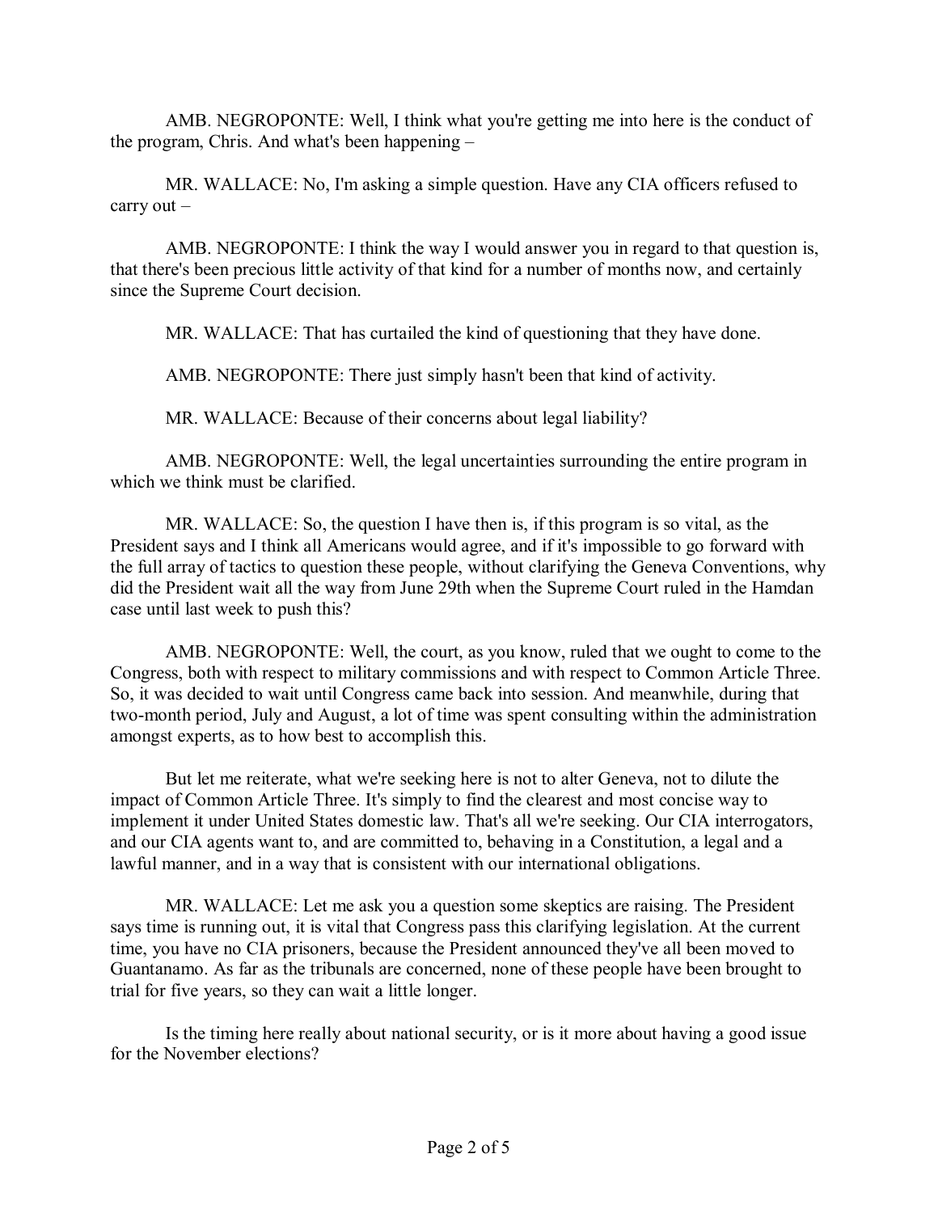AMB. NEGROPONTE: Well, I think what you're getting me into here is the conduct of the program, Chris. And what's been happening –

MR. WALLACE: No, I'm asking a simple question. Have any CIA officers refused to carry out –

AMB. NEGROPONTE: I think the way I would answer you in regard to that question is, that there's been precious little activity of that kind for a number of months now, and certainly since the Supreme Court decision.

MR. WALLACE: That has curtailed the kind of questioning that they have done.

AMB. NEGROPONTE: There just simply hasn't been that kind of activity.

MR. WALLACE: Because of their concerns about legal liability?

AMB. NEGROPONTE: Well, the legal uncertainties surrounding the entire program in which we think must be clarified.

MR. WALLACE: So, the question I have then is, if this program is so vital, as the President says and I think all Americans would agree, and if it's impossible to go forward with the full array of tactics to question these people, without clarifying the Geneva Conventions, why did the President wait all the way from June 29th when the Supreme Court ruled in the Hamdan case until last week to push this?

AMB. NEGROPONTE: Well, the court, as you know, ruled that we ought to come to the Congress, both with respect to military commissions and with respect to Common Article Three. So, it was decided to wait until Congress came back into session. And meanwhile, during that two-month period, July and August, a lot of time was spent consulting within the administration amongst experts, as to how best to accomplish this.

But let me reiterate, what we're seeking here is not to alter Geneva, not to dilute the impact of Common Article Three. It's simply to find the clearest and most concise way to implement it under United States domestic law. That's all we're seeking. Our CIA interrogators, and our CIA agents want to, and are committed to, behaving in a Constitution, a legal and a lawful manner, and in a way that is consistent with our international obligations.

MR. WALLACE: Let me ask you a question some skeptics are raising. The President says time is running out, it is vital that Congress pass this clarifying legislation. At the current time, you have no CIA prisoners, because the President announced they've all been moved to Guantanamo. As far as the tribunals are concerned, none of these people have been brought to trial for five years, so they can wait a little longer.

Is the timing here really about national security, or is it more about having a good issue for the November elections?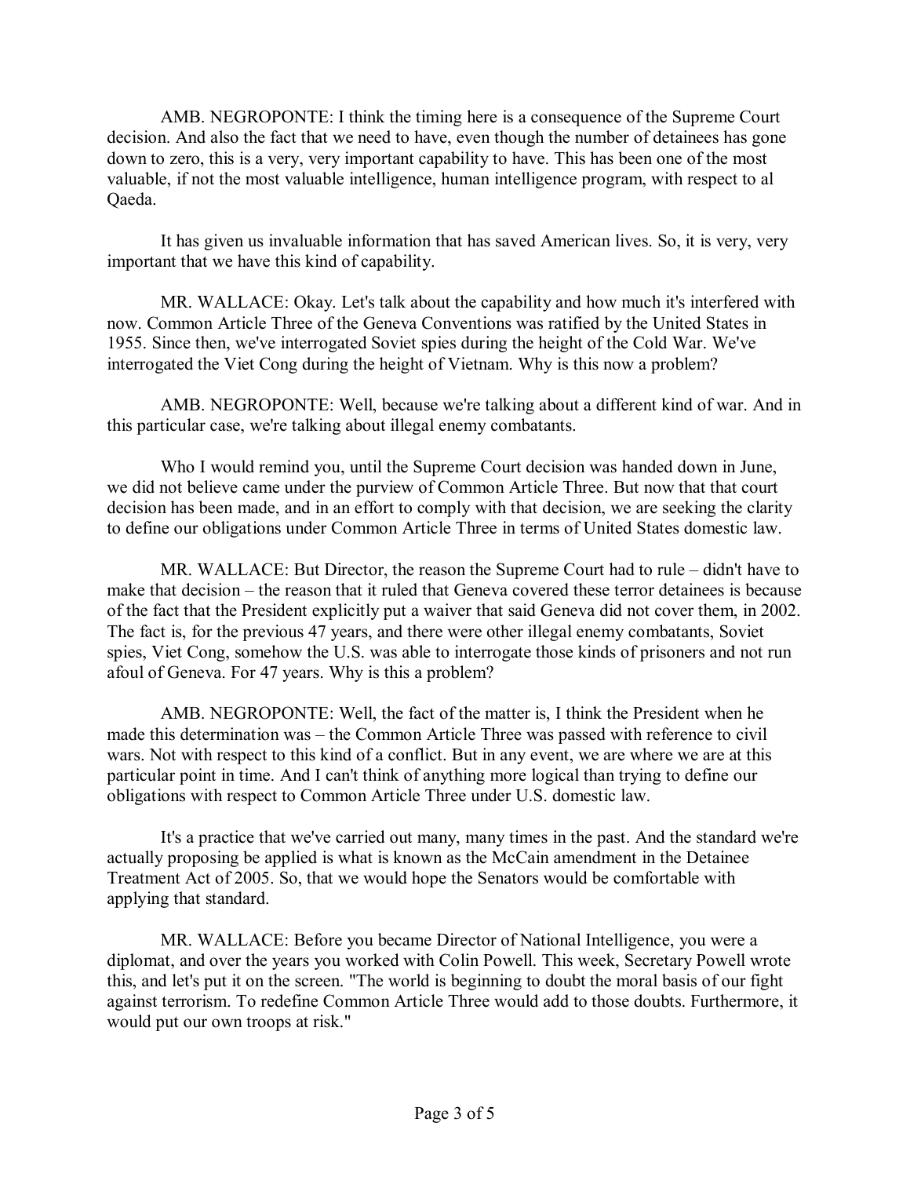AMB. NEGROPONTE: I think the timing here is a consequence of the Supreme Court decision. And also the fact that we need to have, even though the number of detainees has gone down to zero, this is a very, very important capability to have. This has been one of the most valuable, if not the most valuable intelligence, human intelligence program, with respect to al Qaeda.

It has given us invaluable information that has saved American lives. So, it is very, very important that we have this kind of capability.

MR. WALLACE: Okay. Let's talk about the capability and how much it's interfered with now. Common Article Three of the Geneva Conventions was ratified by the United States in 1955. Since then, we've interrogated Soviet spies during the height of the Cold War. We've interrogated the Viet Cong during the height of Vietnam. Why is this now a problem?

AMB. NEGROPONTE: Well, because we're talking about a different kind of war. And in this particular case, we're talking about illegal enemy combatants.

Who I would remind you, until the Supreme Court decision was handed down in June, we did not believe came under the purview of Common Article Three. But now that that court decision has been made, and in an effort to comply with that decision, we are seeking the clarity to define our obligations under Common Article Three in terms of United States domestic law.

MR. WALLACE: But Director, the reason the Supreme Court had to rule – didn't have to make that decision – the reason that it ruled that Geneva covered these terror detainees is because of the fact that the President explicitly put a waiver that said Geneva did not cover them, in 2002. The fact is, for the previous 47 years, and there were other illegal enemy combatants, Soviet spies, Viet Cong, somehow the U.S. was able to interrogate those kinds of prisoners and not run afoul of Geneva. For 47 years. Why is this a problem?

AMB. NEGROPONTE: Well, the fact of the matter is, I think the President when he made this determination was – the Common Article Three was passed with reference to civil wars. Not with respect to this kind of a conflict. But in any event, we are where we are at this particular point in time. And I can't think of anything more logical than trying to define our obligations with respect to Common Article Three under U.S. domestic law.

It's a practice that we've carried out many, many times in the past. And the standard we're actually proposing be applied is what is known as the McCain amendment in the Detainee Treatment Act of 2005. So, that we would hope the Senators would be comfortable with applying that standard.

MR. WALLACE: Before you became Director of National Intelligence, you were a diplomat, and over the years you worked with Colin Powell. This week, Secretary Powell wrote this, and let's put it on the screen. "The world is beginning to doubt the moral basis of our fight against terrorism. To redefine Common Article Three would add to those doubts. Furthermore, it would put our own troops at risk."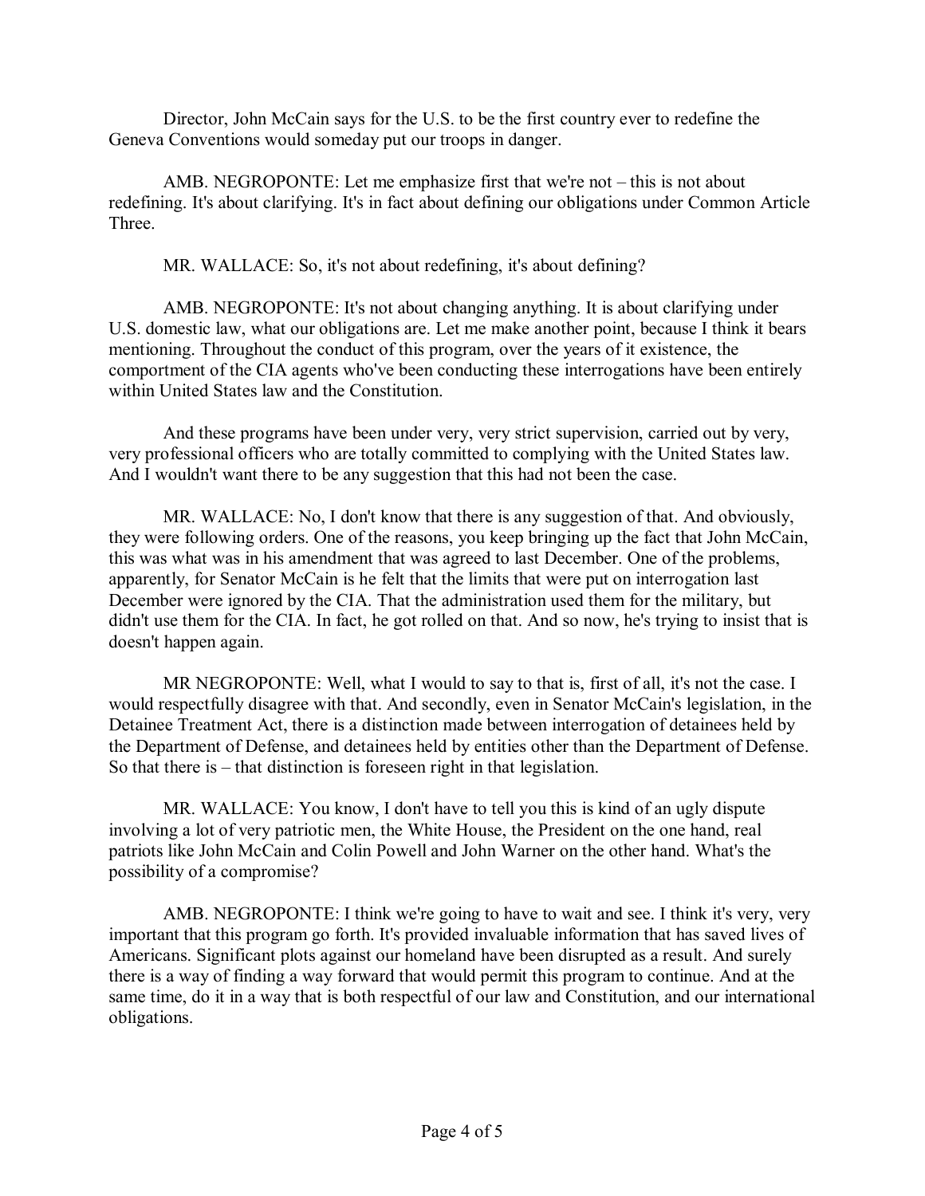Director, John McCain says for the U.S. to be the first country ever to redefine the Geneva Conventions would someday put our troops in danger.

AMB. NEGROPONTE: Let me emphasize first that we're not – this is not about redefining. It's about clarifying. It's in fact about defining our obligations under Common Article Three.

MR. WALLACE: So, it's not about redefining, it's about defining?

AMB. NEGROPONTE: It's not about changing anything. It is about clarifying under U.S. domestic law, what our obligations are. Let me make another point, because I think it bears mentioning. Throughout the conduct of this program, over the years of it existence, the comportment of the CIA agents who've been conducting these interrogations have been entirely within United States law and the Constitution.

And these programs have been under very, very strict supervision, carried out by very, very professional officers who are totally committed to complying with the United States law. And I wouldn't want there to be any suggestion that this had not been the case.

MR. WALLACE: No, I don't know that there is any suggestion of that. And obviously, they were following orders. One of the reasons, you keep bringing up the fact that John McCain, this was what was in his amendment that was agreed to last December. One of the problems, apparently, for Senator McCain is he felt that the limits that were put on interrogation last December were ignored by the CIA. That the administration used them for the military, but didn't use them for the CIA. In fact, he got rolled on that. And so now, he's trying to insist that is doesn't happen again.

MR NEGROPONTE: Well, what I would to say to that is, first of all, it's not the case. I would respectfully disagree with that. And secondly, even in Senator McCain's legislation, in the Detainee Treatment Act, there is a distinction made between interrogation of detainees held by the Department of Defense, and detainees held by entities other than the Department of Defense. So that there is – that distinction is foreseen right in that legislation.

MR. WALLACE: You know, I don't have to tell you this is kind of an ugly dispute involving a lot of very patriotic men, the White House, the President on the one hand, real patriots like John McCain and Colin Powell and John Warner on the other hand. What's the possibility of a compromise?

AMB. NEGROPONTE: I think we're going to have to wait and see. I think it's very, very important that this program go forth. It's provided invaluable information that has saved lives of Americans. Significant plots against our homeland have been disrupted as a result. And surely there is a way of finding a way forward that would permit this program to continue. And at the same time, do it in a way that is both respectful of our law and Constitution, and our international obligations.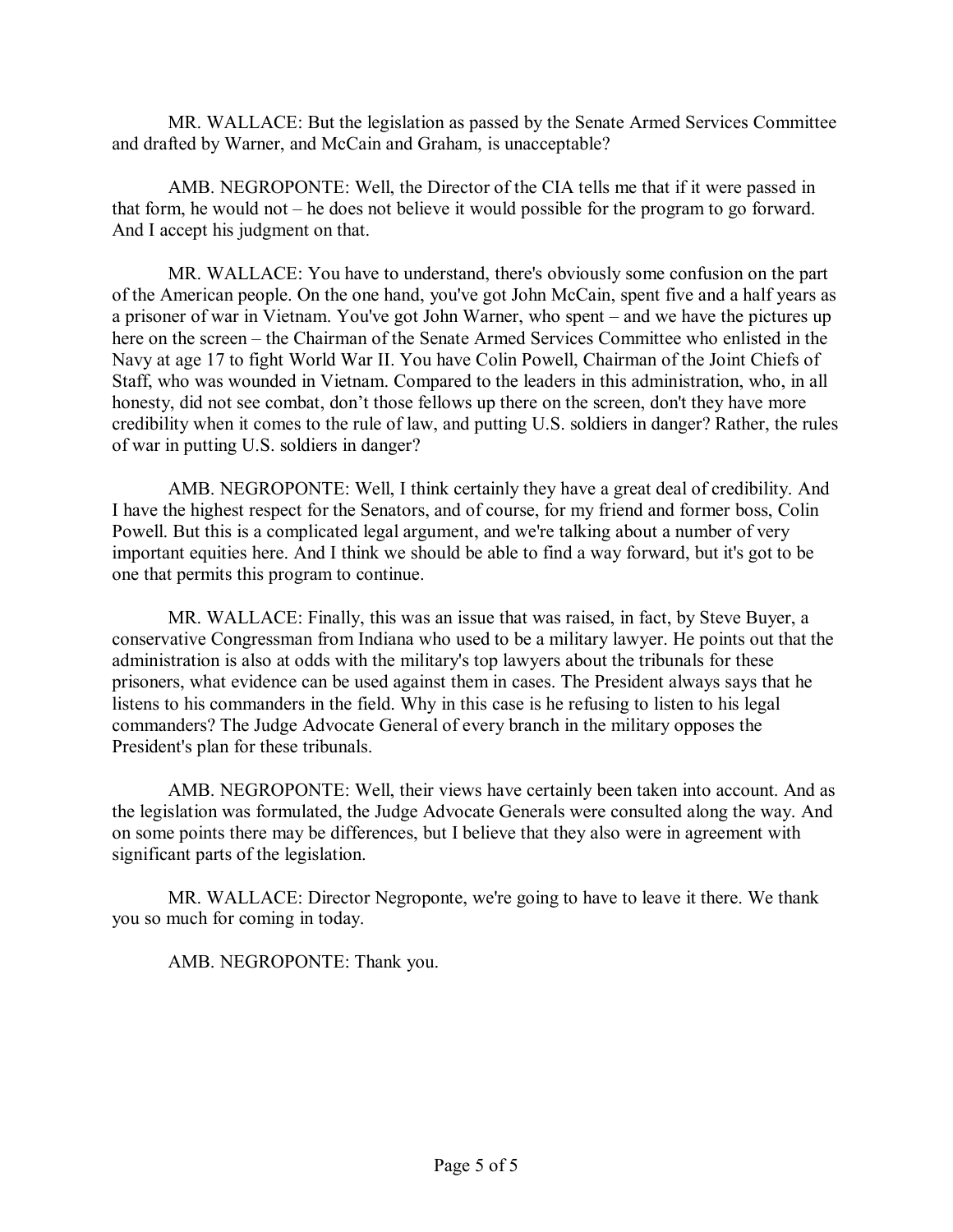MR. WALLACE: But the legislation as passed by the Senate Armed Services Committee and drafted by Warner, and McCain and Graham, is unacceptable?

AMB. NEGROPONTE: Well, the Director of the CIA tells me that if it were passed in that form, he would not – he does not believe it would possible for the program to go forward. And I accept his judgment on that.

MR. WALLACE: You have to understand, there's obviously some confusion on the part of the American people. On the one hand, you've got John McCain, spent five and a half years as a prisoner of war in Vietnam. You've got John Warner, who spent – and we have the pictures up here on the screen – the Chairman of the Senate Armed Services Committee who enlisted in the Navy at age 17 to fight World War II. You have Colin Powell, Chairman of the Joint Chiefs of Staff, who was wounded in Vietnam. Compared to the leaders in this administration, who, in all honesty, did not see combat, don't those fellows up there on the screen, don't they have more credibility when it comes to the rule of law, and putting U.S. soldiers in danger? Rather, the rules of war in putting U.S. soldiers in danger?

AMB. NEGROPONTE: Well, I think certainly they have a great deal of credibility. And I have the highest respect for the Senators, and of course, for my friend and former boss, Colin Powell. But this is a complicated legal argument, and we're talking about a number of very important equities here. And I think we should be able to find a way forward, but it's got to be one that permits this program to continue.

MR. WALLACE: Finally, this was an issue that was raised, in fact, by Steve Buyer, a conservative Congressman from Indiana who used to be a military lawyer. He points out that the administration is also at odds with the military's top lawyers about the tribunals for these prisoners, what evidence can be used against them in cases. The President always says that he listens to his commanders in the field. Why in this case is he refusing to listen to his legal commanders? The Judge Advocate General of every branch in the military opposes the President's plan for these tribunals.

AMB. NEGROPONTE: Well, their views have certainly been taken into account. And as the legislation was formulated, the Judge Advocate Generals were consulted along the way. And on some points there may be differences, but I believe that they also were in agreement with significant parts of the legislation.

MR. WALLACE: Director Negroponte, we're going to have to leave it there. We thank you so much for coming in today.

AMB. NEGROPONTE: Thank you.